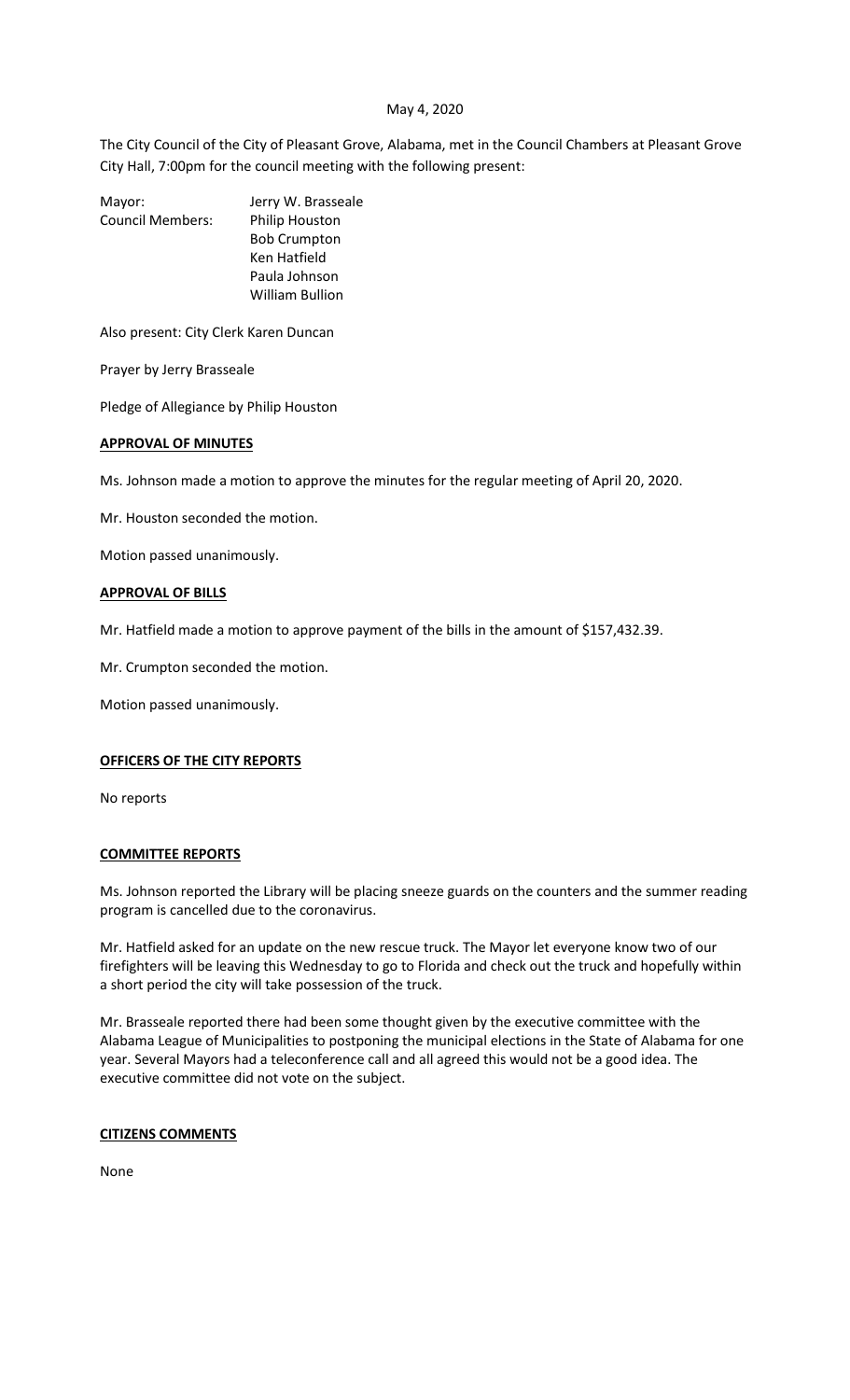May 4, 2020

The City Council of the City of Pleasant Grove, Alabama, met in the Council Chambers at Pleasant Grove City Hall, 7:00pm for the council meeting with the following present:

| | |
|---|---|
| Mayor: | Jerry W. Brasseale |
| Council Members: | Philip Houston |
| | Bob Crumpton |
| | Ken Hatfield |
| | Paula Johnson |
| | William Bullion |

Also present: City Clerk Karen Duncan

Prayer by Jerry Brasseale

Pledge of Allegiance by Philip Houston

**APPROVAL OF MINUTES**

Ms. Johnson made a motion to approve the minutes for the regular meeting of April 20, 2020.

Mr. Houston seconded the motion.

Motion passed unanimously.

**APPROVAL OF BILLS**

Mr. Hatfield made a motion to approve payment of the bills in the amount of $157,432.39.

Mr. Crumpton seconded the motion.

Motion passed unanimously.

**OFFICERS OF THE CITY REPORTS**

No reports

**COMMITTEE REPORTS**

Ms. Johnson reported the Library will be placing sneeze guards on the counters and the summer reading program is cancelled due to the coronavirus.

Mr. Hatfield asked for an update on the new rescue truck. The Mayor let everyone know two of our firefighters will be leaving this Wednesday to go to Florida and check out the truck and hopefully within a short period the city will take possession of the truck.

Mr. Brasseale reported there had been some thought given by the executive committee with the Alabama League of Municipalities to postponing the municipal elections in the State of Alabama for one year. Several Mayors had a teleconference call and all agreed this would not be a good idea. The executive committee did not vote on the subject.

**CITIZENS COMMENTS**

None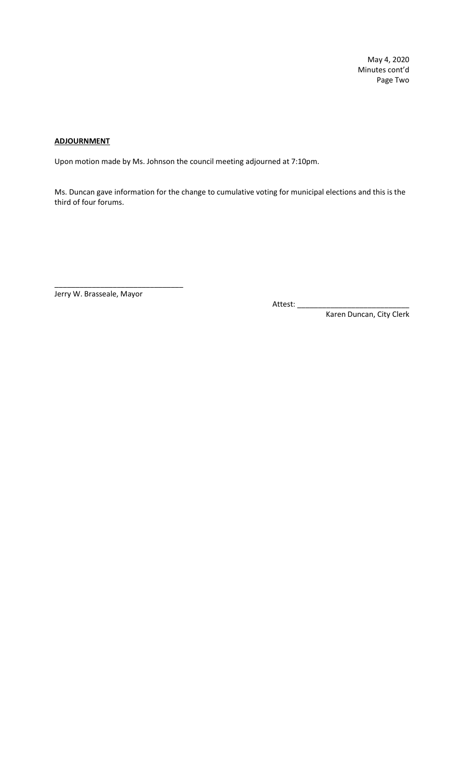May 4, 2020
Minutes cont'd
Page Two

**ADJOURNMENT**

Upon motion made by Ms. Johnson the council meeting adjourned at 7:10pm.

Ms. Duncan gave information for the change to cumulative voting for municipal elections and this is the third of four forums.

______________________________
Jerry W. Brasseale, Mayor

Attest: ___________________________
Karen Duncan, City Clerk